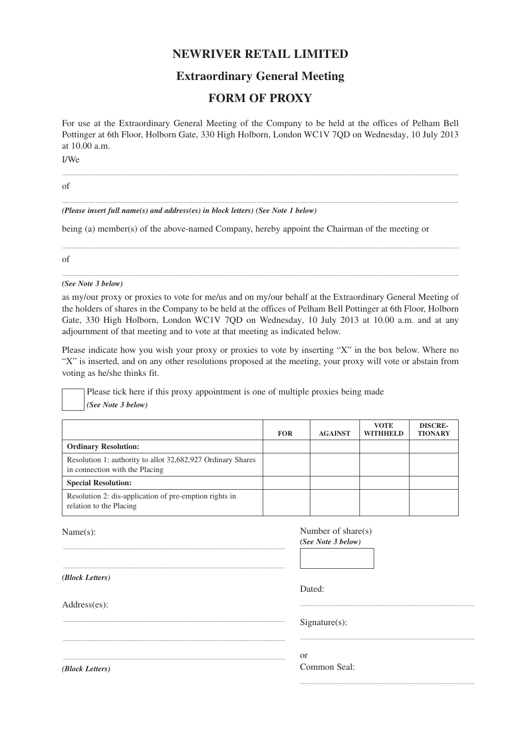# NEWRIVER RETAIL LIMITED

## Extraordinary General Meeting

## FORM OF PROXY

For use at the Extraordinary General Meeting of the Company to be held at the offices of Pelham Bell Pottinger at 6th Floor, Holborn Gate, 330 High Holborn, London WC1V 7QD on Wednesday, 10 July 2013 at 10.00 a.m.

I/We

..............................................................................................................................................

of

..............................................................................................................................................

***(Please insert full name(s) and address(es) in block letters) (See Note 1 below)***

being (a) member(s) of the above-named Company, hereby appoint the Chairman of the meeting or

..............................................................................................................................................

of

..............................................................................................................................................

***(See Note 3 below)***

as my/our proxy or proxies to vote for me/us and on my/our behalf at the Extraordinary General Meeting of the holders of shares in the Company to be held at the offices of Pelham Bell Pottinger at 6th Floor, Holborn Gate, 330 High Holborn, London WC1V 7QD on Wednesday, 10 July 2013 at 10.00 a.m. and at any adjournment of that meeting and to vote at that meeting as indicated below.

Please indicate how you wish your proxy or proxies to vote by inserting "X" in the box below. Where no "X" is inserted, and on any other resolutions proposed at the meeting, your proxy will vote or abstain from voting as he/she thinks fit.

☐ Please tick here if this proxy appointment is one of multiple proxies being made ***(See Note 3 below)***

| | FOR | AGAINST | VOTE WITHHELD | DISCRE-TIONARY |
|---|---|---|---|---|
| **Ordinary Resolution:** | | | | |
| Resolution 1: authority to allot 32,682,927 Ordinary Shares in connection with the Placing | | | | |
| **Special Resolution:** | | | | |
| Resolution 2: dis-application of pre-emption rights in relation to the Placing | | | | |

Name(s):

..............................................................................................................................................

..............................................................................................................................................

***(Block Letters)***

Address(es):

..............................................................................................................................................

..............................................................................................................................................

..............................................................................................................................................

***(Block Letters)***

Number of share(s)
***(See Note 3 below)***

☐

Dated:

..............................................................................................................................................

Signature(s):

..............................................................................................................................................

or
Common Seal:

..............................................................................................................................................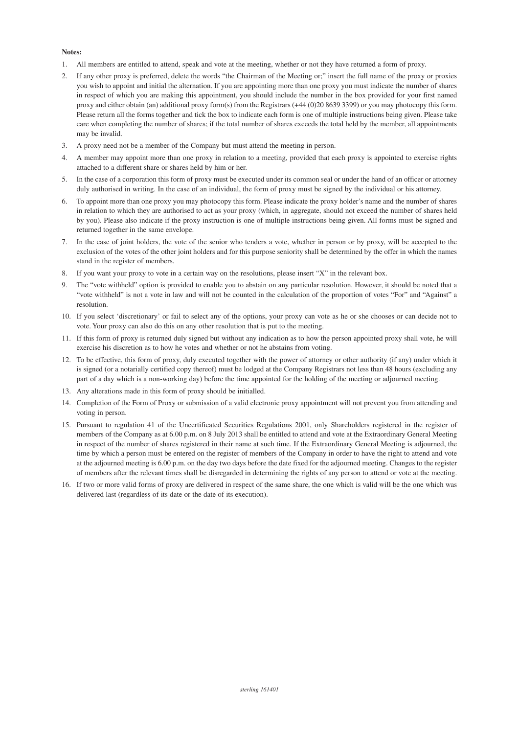**Notes:**

1. All members are entitled to attend, speak and vote at the meeting, whether or not they have returned a form of proxy.
2. If any other proxy is preferred, delete the words "the Chairman of the Meeting or;" insert the full name of the proxy or proxies you wish to appoint and initial the alternation. If you are appointing more than one proxy you must indicate the number of shares in respect of which you are making this appointment, you should include the number in the box provided for your first named proxy and either obtain (an) additional proxy form(s) from the Registrars (+44 (0)20 8639 3399) or you may photocopy this form. Please return all the forms together and tick the box to indicate each form is one of multiple instructions being given. Please take care when completing the number of shares; if the total number of shares exceeds the total held by the member, all appointments may be invalid.
3. A proxy need not be a member of the Company but must attend the meeting in person.
4. A member may appoint more than one proxy in relation to a meeting, provided that each proxy is appointed to exercise rights attached to a different share or shares held by him or her.
5. In the case of a corporation this form of proxy must be executed under its common seal or under the hand of an officer or attorney duly authorised in writing. In the case of an individual, the form of proxy must be signed by the individual or his attorney.
6. To appoint more than one proxy you may photocopy this form. Please indicate the proxy holder's name and the number of shares in relation to which they are authorised to act as your proxy (which, in aggregate, should not exceed the number of shares held by you). Please also indicate if the proxy instruction is one of multiple instructions being given. All forms must be signed and returned together in the same envelope.
7. In the case of joint holders, the vote of the senior who tenders a vote, whether in person or by proxy, will be accepted to the exclusion of the votes of the other joint holders and for this purpose seniority shall be determined by the offer in which the names stand in the register of members.
8. If you want your proxy to vote in a certain way on the resolutions, please insert "X" in the relevant box.
9. The "vote withheld" option is provided to enable you to abstain on any particular resolution. However, it should be noted that a "vote withheld" is not a vote in law and will not be counted in the calculation of the proportion of votes "For" and "Against" a resolution.
10. If you select 'discretionary' or fail to select any of the options, your proxy can vote as he or she chooses or can decide not to vote. Your proxy can also do this on any other resolution that is put to the meeting.
11. If this form of proxy is returned duly signed but without any indication as to how the person appointed proxy shall vote, he will exercise his discretion as to how he votes and whether or not he abstains from voting.
12. To be effective, this form of proxy, duly executed together with the power of attorney or other authority (if any) under which it is signed (or a notarially certified copy thereof) must be lodged at the Company Registrars not less than 48 hours (excluding any part of a day which is a non-working day) before the time appointed for the holding of the meeting or adjourned meeting.
13. Any alterations made in this form of proxy should be initialled.
14. Completion of the Form of Proxy or submission of a valid electronic proxy appointment will not prevent you from attending and voting in person.
15. Pursuant to regulation 41 of the Uncertificated Securities Regulations 2001, only Shareholders registered in the register of members of the Company as at 6.00 p.m. on 8 July 2013 shall be entitled to attend and vote at the Extraordinary General Meeting in respect of the number of shares registered in their name at such time. If the Extraordinary General Meeting is adjourned, the time by which a person must be entered on the register of members of the Company in order to have the right to attend and vote at the adjourned meeting is 6.00 p.m. on the day two days before the date fixed for the adjourned meeting. Changes to the register of members after the relevant times shall be disregarded in determining the rights of any person to attend or vote at the meeting.
16. If two or more valid forms of proxy are delivered in respect of the same share, the one which is valid will be the one which was delivered last (regardless of its date or the date of its execution).

*sterling 161401*